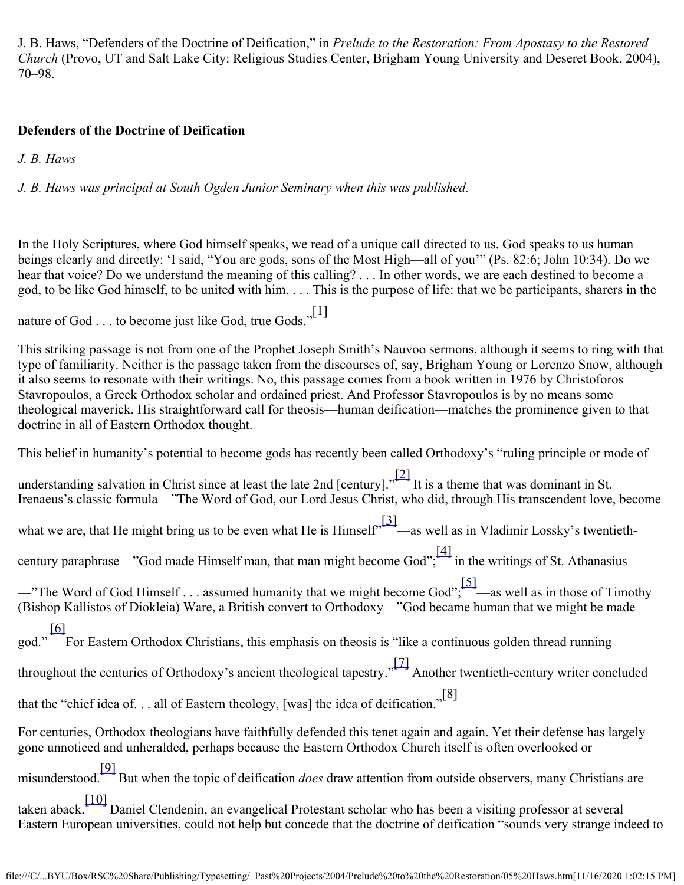J. B. Haws, "Defenders of the Doctrine of Deification," in *Prelude to the Restoration: From Apostasy to the Restored Church* (Provo, UT and Salt Lake City: Religious Studies Center, Brigham Young University and Deseret Book, 2004), 70–98.

**Defenders of the Doctrine of Deification**

*J. B. Haws*

*J. B. Haws was principal at South Ogden Junior Seminary when this was published.*

In the Holy Scriptures, where God himself speaks, we read of a unique call directed to us. God speaks to us human beings clearly and directly: 'I said, "You are gods, sons of the Most High—all of you'" (Ps. 82:6; John 10:34). Do we hear that voice? Do we understand the meaning of this calling? . . . In other words, we are each destined to become a god, to be like God himself, to be united with him. . . . This is the purpose of life: that we be participants, sharers in the nature of God . . . to become just like God, true Gods."[1]

This striking passage is not from one of the Prophet Joseph Smith's Nauvoo sermons, although it seems to ring with that type of familiarity. Neither is the passage taken from the discourses of, say, Brigham Young or Lorenzo Snow, although it also seems to resonate with their writings. No, this passage comes from a book written in 1976 by Christoforos Stavropoulos, a Greek Orthodox scholar and ordained priest. And Professor Stavropoulos is by no means some theological maverick. His straightforward call for theosis—human deification—matches the prominence given to that doctrine in all of Eastern Orthodox thought.

This belief in humanity's potential to become gods has recently been called Orthodoxy's "ruling principle or mode of understanding salvation in Christ since at least the late 2nd [century]."[2] It is a theme that was dominant in St. Irenaeus's classic formula—"The Word of God, our Lord Jesus Christ, who did, through His transcendent love, become what we are, that He might bring us to be even what He is Himself"[3]—as well as in Vladimir Lossky's twentieth-century paraphrase—"God made Himself man, that man might become God";[4] in the writings of St. Athanasius—"The Word of God Himself . . . assumed humanity that we might become God";[5]—as well as in those of Timothy (Bishop Kallistos of Diokleia) Ware, a British convert to Orthodoxy—"God became human that we might be made god."[6] For Eastern Orthodox Christians, this emphasis on theosis is "like a continuous golden thread running throughout the centuries of Orthodoxy's ancient theological tapestry."[7] Another twentieth-century writer concluded that the "chief idea of. . . all of Eastern theology, [was] the idea of deification."[8]

For centuries, Orthodox theologians have faithfully defended this tenet again and again. Yet their defense has largely gone unnoticed and unheralded, perhaps because the Eastern Orthodox Church itself is often overlooked or misunderstood.[9] But when the topic of deification *does* draw attention from outside observers, many Christians are taken aback.[10] Daniel Clendenin, an evangelical Protestant scholar who has been a visiting professor at several Eastern European universities, could not help but concede that the doctrine of deification "sounds very strange indeed to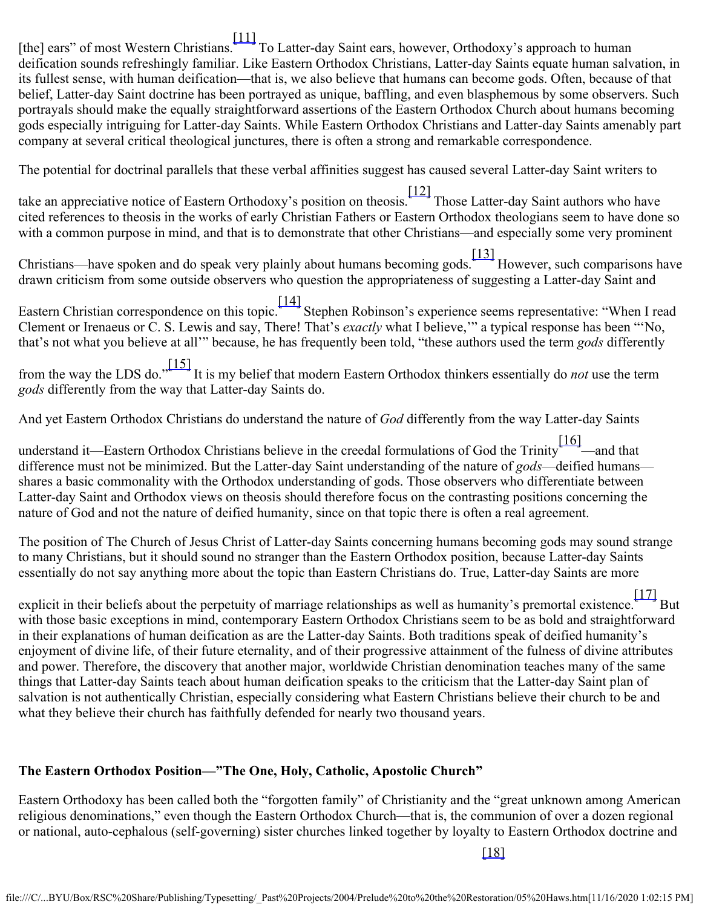[the] ears" of most Western Christians.[11] To Latter-day Saint ears, however, Orthodoxy's approach to human deification sounds refreshingly familiar. Like Eastern Orthodox Christians, Latter-day Saints equate human salvation, in its fullest sense, with human deification—that is, we also believe that humans can become gods. Often, because of that belief, Latter-day Saint doctrine has been portrayed as unique, baffling, and even blasphemous by some observers. Such portrayals should make the equally straightforward assertions of the Eastern Orthodox Church about humans becoming gods especially intriguing for Latter-day Saints. While Eastern Orthodox Christians and Latter-day Saints amenably part company at several critical theological junctures, there is often a strong and remarkable correspondence.

The potential for doctrinal parallels that these verbal affinities suggest has caused several Latter-day Saint writers to take an appreciative notice of Eastern Orthodoxy's position on theosis.[12] Those Latter-day Saint authors who have cited references to theosis in the works of early Christian Fathers or Eastern Orthodox theologians seem to have done so with a common purpose in mind, and that is to demonstrate that other Christians—and especially some very prominent Christians—have spoken and do speak very plainly about humans becoming gods.[13] However, such comparisons have drawn criticism from some outside observers who question the appropriateness of suggesting a Latter-day Saint and Eastern Christian correspondence on this topic.[14] Stephen Robinson's experience seems representative: "When I read Clement or Irenaeus or C. S. Lewis and say, There! That's *exactly* what I believe,'" a typical response has been "'No, that's not what you believe at all'" because, he has frequently been told, "these authors used the term *gods* differently from the way the LDS do."[15] It is my belief that modern Eastern Orthodox thinkers essentially do *not* use the term *gods* differently from the way that Latter-day Saints do.

And yet Eastern Orthodox Christians do understand the nature of *God* differently from the way Latter-day Saints understand it—Eastern Orthodox Christians believe in the creedal formulations of God the Trinity[16]—and that difference must not be minimized. But the Latter-day Saint understanding of the nature of *gods*—deified humans—shares a basic commonality with the Orthodox understanding of gods. Those observers who differentiate between Latter-day Saint and Orthodox views on theosis should therefore focus on the contrasting positions concerning the nature of God and not the nature of deified humanity, since on that topic there is often a real agreement.

The position of The Church of Jesus Christ of Latter-day Saints concerning humans becoming gods may sound strange to many Christians, but it should sound no stranger than the Eastern Orthodox position, because Latter-day Saints essentially do not say anything more about the topic than Eastern Christians do. True, Latter-day Saints are more explicit in their beliefs about the perpetuity of marriage relationships as well as humanity's premortal existence.[17] But with those basic exceptions in mind, contemporary Eastern Orthodox Christians seem to be as bold and straightforward in their explanations of human deification as are the Latter-day Saints. Both traditions speak of deified humanity's enjoyment of divine life, of their future eternality, and of their progressive attainment of the fulness of divine attributes and power. Therefore, the discovery that another major, worldwide Christian denomination teaches many of the same things that Latter-day Saints teach about human deification speaks to the criticism that the Latter-day Saint plan of salvation is not authentically Christian, especially considering what Eastern Christians believe their church to be and what they believe their church has faithfully defended for nearly two thousand years.

## The Eastern Orthodox Position—"The One, Holy, Catholic, Apostolic Church"

Eastern Orthodoxy has been called both the "forgotten family" of Christianity and the "great unknown among American religious denominations," even though the Eastern Orthodox Church—that is, the communion of over a dozen regional or national, auto-cephalous (self-governing) sister churches linked together by loyalty to Eastern Orthodox doctrine and [18]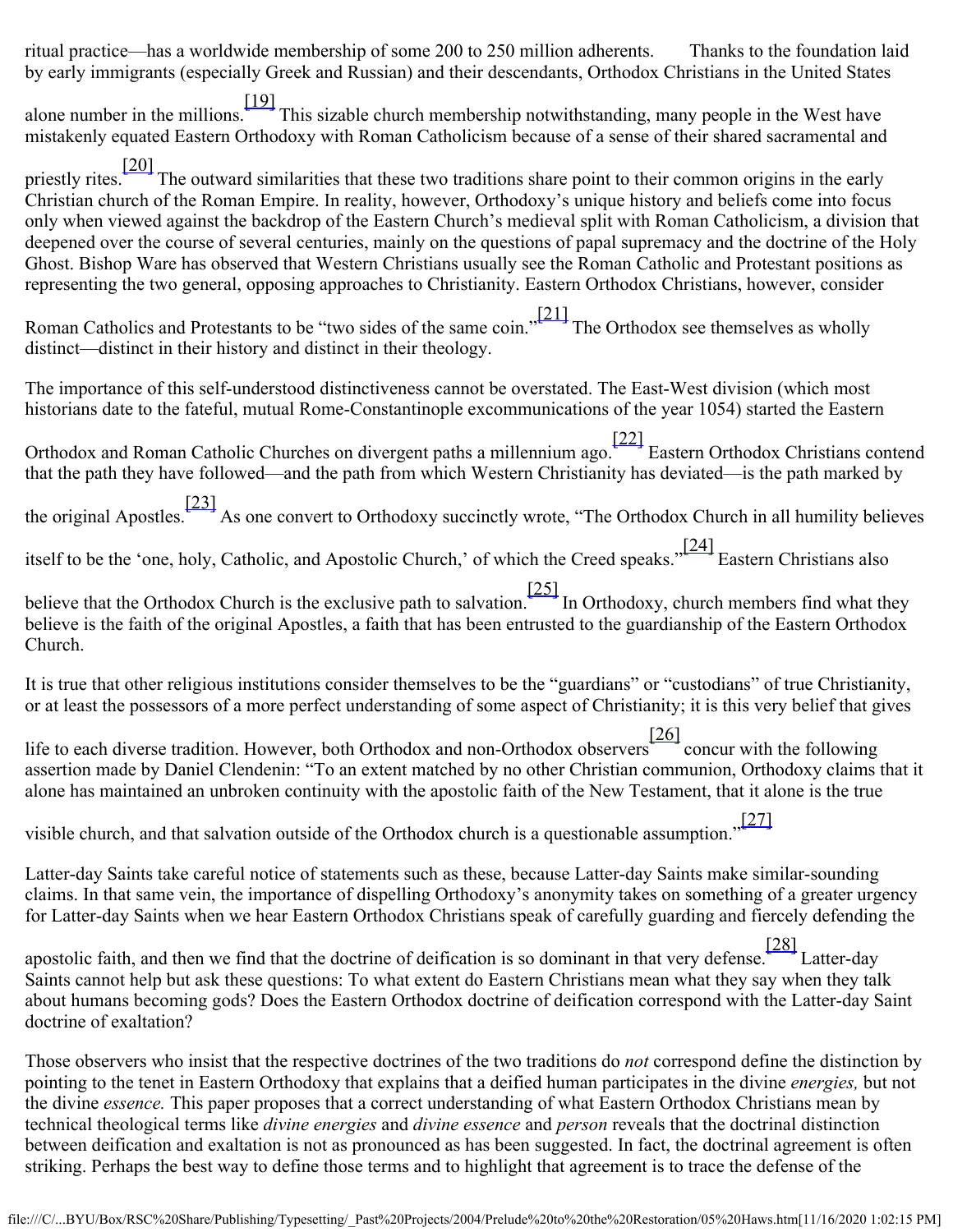ritual practice—has a worldwide membership of some 200 to 250 million adherents. Thanks to the foundation laid by early immigrants (especially Greek and Russian) and their descendants, Orthodox Christians in the United States alone number in the millions.[19] This sizable church membership notwithstanding, many people in the West have mistakenly equated Eastern Orthodoxy with Roman Catholicism because of a sense of their shared sacramental and priestly rites.[20] The outward similarities that these two traditions share point to their common origins in the early Christian church of the Roman Empire. In reality, however, Orthodoxy's unique history and beliefs come into focus only when viewed against the backdrop of the Eastern Church's medieval split with Roman Catholicism, a division that deepened over the course of several centuries, mainly on the questions of papal supremacy and the doctrine of the Holy Ghost. Bishop Ware has observed that Western Christians usually see the Roman Catholic and Protestant positions as representing the two general, opposing approaches to Christianity. Eastern Orthodox Christians, however, consider Roman Catholics and Protestants to be "two sides of the same coin."[21] The Orthodox see themselves as wholly distinct—distinct in their history and distinct in their theology.

The importance of this self-understood distinctiveness cannot be overstated. The East-West division (which most historians date to the fateful, mutual Rome-Constantinople excommunications of the year 1054) started the Eastern Orthodox and Roman Catholic Churches on divergent paths a millennium ago.[22] Eastern Orthodox Christians contend that the path they have followed—and the path from which Western Christianity has deviated—is the path marked by the original Apostles.[23] As one convert to Orthodoxy succinctly wrote, "The Orthodox Church in all humility believes itself to be the 'one, holy, Catholic, and Apostolic Church,' of which the Creed speaks."[24] Eastern Christians also believe that the Orthodox Church is the exclusive path to salvation.[25] In Orthodoxy, church members find what they believe is the faith of the original Apostles, a faith that has been entrusted to the guardianship of the Eastern Orthodox Church.

It is true that other religious institutions consider themselves to be the "guardians" or "custodians" of true Christianity, or at least the possessors of a more perfect understanding of some aspect of Christianity; it is this very belief that gives life to each diverse tradition. However, both Orthodox and non-Orthodox observers[26] concur with the following assertion made by Daniel Clendenin: "To an extent matched by no other Christian communion, Orthodoxy claims that it alone has maintained an unbroken continuity with the apostolic faith of the New Testament, that it alone is the true visible church, and that salvation outside of the Orthodox church is a questionable assumption."[27]

Latter-day Saints take careful notice of statements such as these, because Latter-day Saints make similar-sounding claims. In that same vein, the importance of dispelling Orthodoxy's anonymity takes on something of a greater urgency for Latter-day Saints when we hear Eastern Orthodox Christians speak of carefully guarding and fiercely defending the apostolic faith, and then we find that the doctrine of deification is so dominant in that very defense.[28] Latter-day Saints cannot help but ask these questions: To what extent do Eastern Christians mean what they say when they talk about humans becoming gods? Does the Eastern Orthodox doctrine of deification correspond with the Latter-day Saint doctrine of exaltation?

Those observers who insist that the respective doctrines of the two traditions do *not* correspond define the distinction by pointing to the tenet in Eastern Orthodoxy that explains that a deified human participates in the divine *energies,* but not the divine *essence.* This paper proposes that a correct understanding of what Eastern Orthodox Christians mean by technical theological terms like *divine energies* and *divine essence* and *person* reveals that the doctrinal distinction between deification and exaltation is not as pronounced as has been suggested. In fact, the doctrinal agreement is often striking. Perhaps the best way to define those terms and to highlight that agreement is to trace the defense of the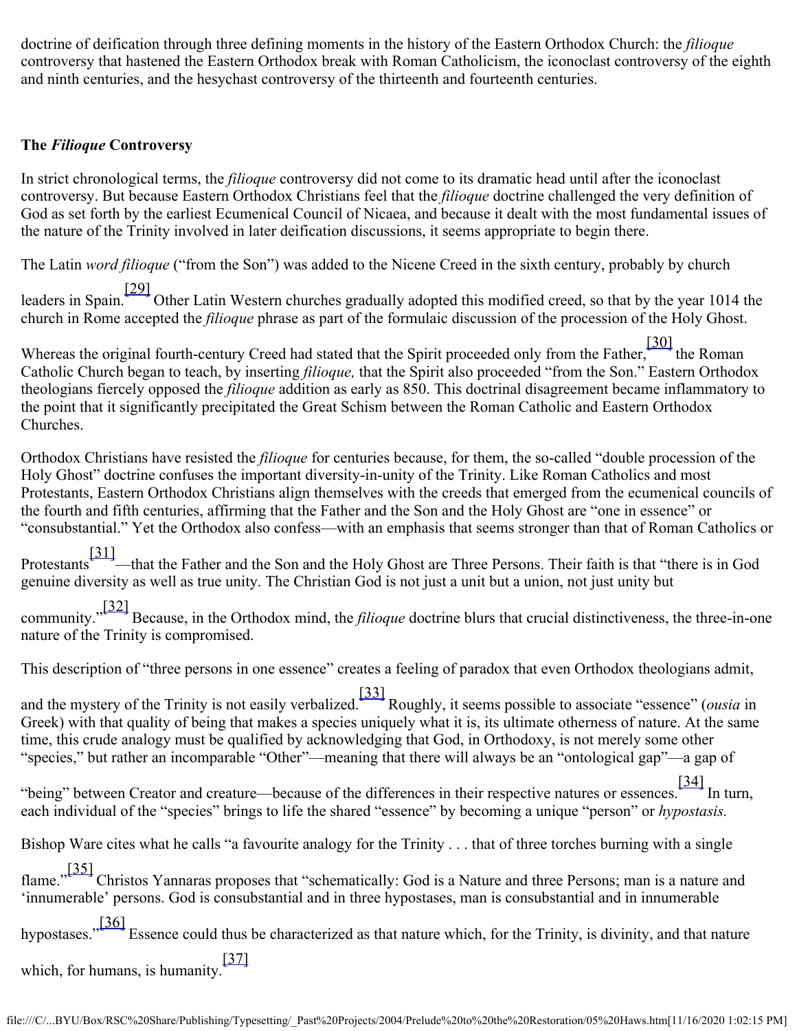doctrine of deification through three defining moments in the history of the Eastern Orthodox Church: the *filioque* controversy that hastened the Eastern Orthodox break with Roman Catholicism, the iconoclast controversy of the eighth and ninth centuries, and the hesychast controversy of the thirteenth and fourteenth centuries.

### The *Filioque* Controversy

In strict chronological terms, the *filioque* controversy did not come to its dramatic head until after the iconoclast controversy. But because Eastern Orthodox Christians feel that the *filioque* doctrine challenged the very definition of God as set forth by the earliest Ecumenical Council of Nicaea, and because it dealt with the most fundamental issues of the nature of the Trinity involved in later deification discussions, it seems appropriate to begin there.

The Latin *word filioque* ("from the Son") was added to the Nicene Creed in the sixth century, probably by church leaders in Spain.[29] Other Latin Western churches gradually adopted this modified creed, so that by the year 1014 the church in Rome accepted the *filioque* phrase as part of the formulaic discussion of the procession of the Holy Ghost.

Whereas the original fourth-century Creed had stated that the Spirit proceeded only from the Father,[30] the Roman Catholic Church began to teach, by inserting *filioque,* that the Spirit also proceeded "from the Son." Eastern Orthodox theologians fiercely opposed the *filioque* addition as early as 850. This doctrinal disagreement became inflammatory to the point that it significantly precipitated the Great Schism between the Roman Catholic and Eastern Orthodox Churches.

Orthodox Christians have resisted the *filioque* for centuries because, for them, the so-called "double procession of the Holy Ghost" doctrine confuses the important diversity-in-unity of the Trinity. Like Roman Catholics and most Protestants, Eastern Orthodox Christians align themselves with the creeds that emerged from the ecumenical councils of the fourth and fifth centuries, affirming that the Father and the Son and the Holy Ghost are "one in essence" or "consubstantial." Yet the Orthodox also confess—with an emphasis that seems stronger than that of Roman Catholics or Protestants[31]—that the Father and the Son and the Holy Ghost are Three Persons. Their faith is that "there is in God genuine diversity as well as true unity. The Christian God is not just a unit but a union, not just unity but community."[32] Because, in the Orthodox mind, the *filioque* doctrine blurs that crucial distinctiveness, the three-in-one nature of the Trinity is compromised.

This description of "three persons in one essence" creates a feeling of paradox that even Orthodox theologians admit, and the mystery of the Trinity is not easily verbalized.[33] Roughly, it seems possible to associate "essence" (*ousia* in Greek) with that quality of being that makes a species uniquely what it is, its ultimate otherness of nature. At the same time, this crude analogy must be qualified by acknowledging that God, in Orthodoxy, is not merely some other "species," but rather an incomparable "Other"—meaning that there will always be an "ontological gap"—a gap of "being" between Creator and creature—because of the differences in their respective natures or essences.[34] In turn, each individual of the "species" brings to life the shared "essence" by becoming a unique "person" or *hypostasis.*

Bishop Ware cites what he calls "a favourite analogy for the Trinity . . . that of three torches burning with a single flame."[35] Christos Yannaras proposes that "schematically: God is a Nature and three Persons; man is a nature and 'innumerable' persons. God is consubstantial and in three hypostases, man is consubstantial and in innumerable hypostases."[36] Essence could thus be characterized as that nature which, for the Trinity, is divinity, and that nature which, for humans, is humanity.[37]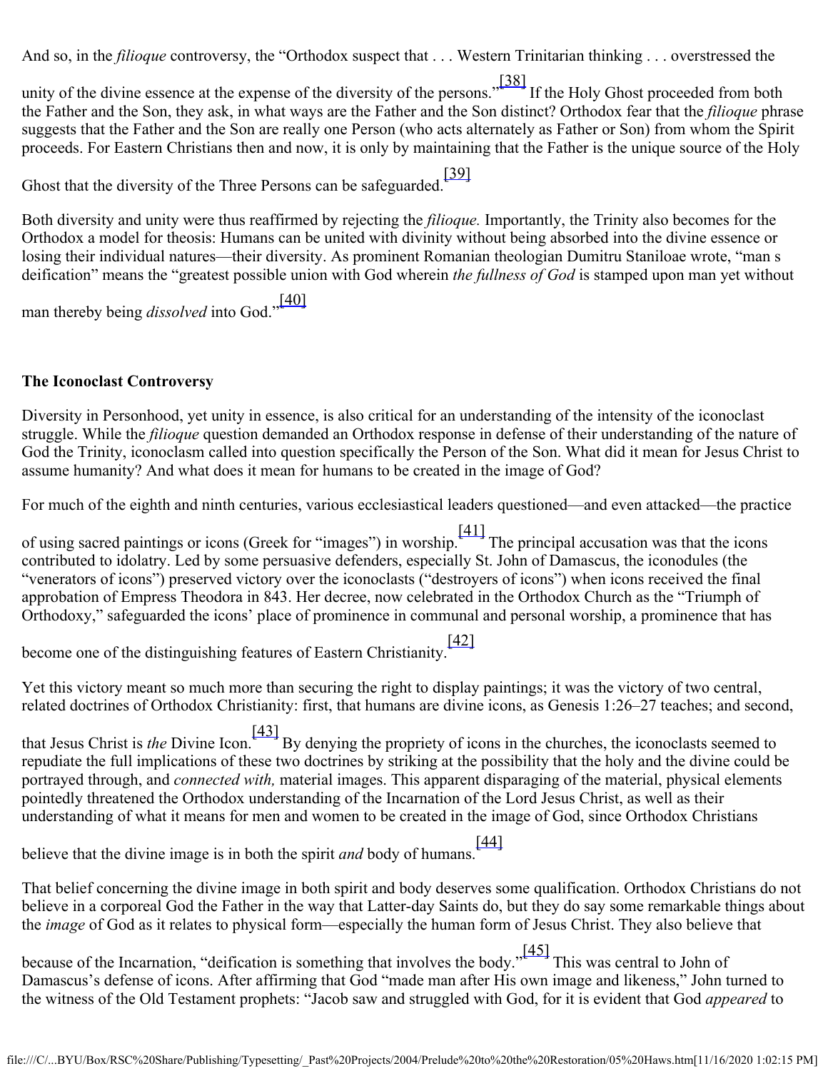And so, in the *filioque* controversy, the "Orthodox suspect that . . . Western Trinitarian thinking . . . overstressed the unity of the divine essence at the expense of the diversity of the persons."[38] If the Holy Ghost proceeded from both the Father and the Son, they ask, in what ways are the Father and the Son distinct? Orthodox fear that the *filioque* phrase suggests that the Father and the Son are really one Person (who acts alternately as Father or Son) from whom the Spirit proceeds. For Eastern Christians then and now, it is only by maintaining that the Father is the unique source of the Holy Ghost that the diversity of the Three Persons can be safeguarded.[39]

Both diversity and unity were thus reaffirmed by rejecting the *filioque.* Importantly, the Trinity also becomes for the Orthodox a model for theosis: Humans can be united with divinity without being absorbed into the divine essence or losing their individual natures—their diversity. As prominent Romanian theologian Dumitru Staniloae wrote, "man s deification" means the "greatest possible union with God wherein *the fullness of God* is stamped upon man yet without man thereby being *dissolved* into God."[40]

**The Iconoclast Controversy**

Diversity in Personhood, yet unity in essence, is also critical for an understanding of the intensity of the iconoclast struggle. While the *filioque* question demanded an Orthodox response in defense of their understanding of the nature of God the Trinity, iconoclasm called into question specifically the Person of the Son. What did it mean for Jesus Christ to assume humanity? And what does it mean for humans to be created in the image of God?

For much of the eighth and ninth centuries, various ecclesiastical leaders questioned—and even attacked—the practice of using sacred paintings or icons (Greek for "images") in worship.[41] The principal accusation was that the icons contributed to idolatry. Led by some persuasive defenders, especially St. John of Damascus, the iconodules (the "venerators of icons") preserved victory over the iconoclasts ("destroyers of icons") when icons received the final approbation of Empress Theodora in 843. Her decree, now celebrated in the Orthodox Church as the "Triumph of Orthodoxy," safeguarded the icons' place of prominence in communal and personal worship, a prominence that has become one of the distinguishing features of Eastern Christianity.[42]

Yet this victory meant so much more than securing the right to display paintings; it was the victory of two central, related doctrines of Orthodox Christianity: first, that humans are divine icons, as Genesis 1:26–27 teaches; and second, that Jesus Christ is *the* Divine Icon.[43] By denying the propriety of icons in the churches, the iconoclasts seemed to repudiate the full implications of these two doctrines by striking at the possibility that the holy and the divine could be portrayed through, and *connected with,* material images. This apparent disparaging of the material, physical elements pointedly threatened the Orthodox understanding of the Incarnation of the Lord Jesus Christ, as well as their understanding of what it means for men and women to be created in the image of God, since Orthodox Christians believe that the divine image is in both the spirit *and* body of humans.[44]

That belief concerning the divine image in both spirit and body deserves some qualification. Orthodox Christians do not believe in a corporeal God the Father in the way that Latter-day Saints do, but they do say some remarkable things about the *image* of God as it relates to physical form—especially the human form of Jesus Christ. They also believe that because of the Incarnation, "deification is something that involves the body."[45] This was central to John of Damascus's defense of icons. After affirming that God "made man after His own image and likeness," John turned to the witness of the Old Testament prophets: "Jacob saw and struggled with God, for it is evident that God *appeared* to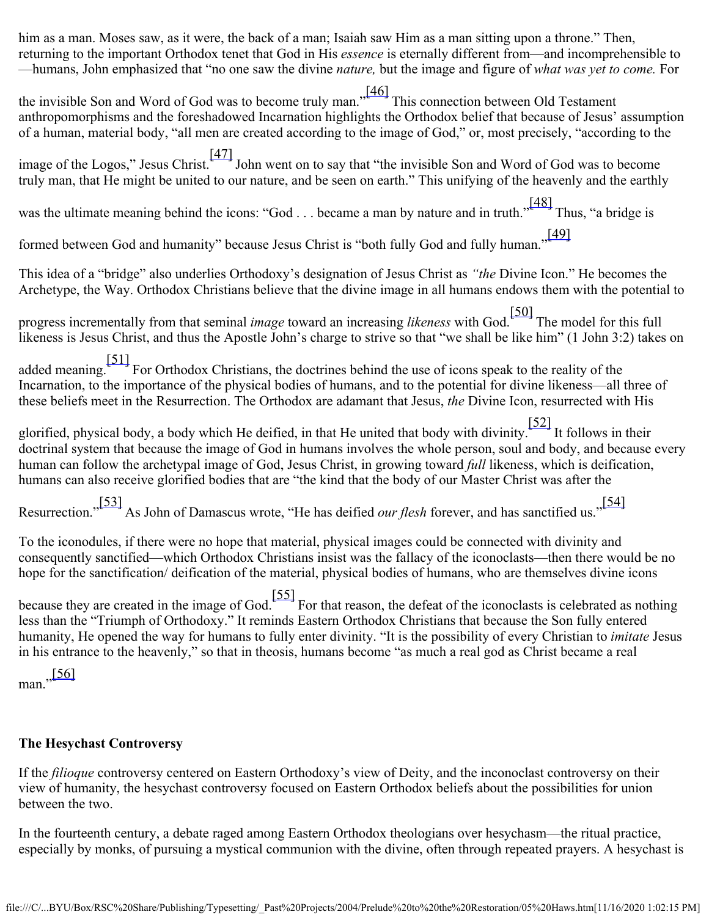him as a man. Moses saw, as it were, the back of a man; Isaiah saw Him as a man sitting upon a throne." Then, returning to the important Orthodox tenet that God in His *essence* is eternally different from—and incomprehensible to—humans, John emphasized that "no one saw the divine *nature,* but the image and figure of *what was yet to come.* For the invisible Son and Word of God was to become truly man."[46] This connection between Old Testament anthropomorphisms and the foreshadowed Incarnation highlights the Orthodox belief that because of Jesus' assumption of a human, material body, "all men are created according to the image of God," or, most precisely, "according to the image of the Logos," Jesus Christ.[47] John went on to say that "the invisible Son and Word of God was to become truly man, that He might be united to our nature, and be seen on earth." This unifying of the heavenly and the earthly was the ultimate meaning behind the icons: "God . . . became a man by nature and in truth."[48] Thus, "a bridge is formed between God and humanity" because Jesus Christ is "both fully God and fully human."[49]

This idea of a "bridge" also underlies Orthodoxy's designation of Jesus Christ as *"the* Divine Icon." He becomes the Archetype, the Way. Orthodox Christians believe that the divine image in all humans endows them with the potential to progress incrementally from that seminal *image* toward an increasing *likeness* with God.[50] The model for this full likeness is Jesus Christ, and thus the Apostle John's charge to strive so that "we shall be like him" (1 John 3:2) takes on added meaning.[51] For Orthodox Christians, the doctrines behind the use of icons speak to the reality of the Incarnation, to the importance of the physical bodies of humans, and to the potential for divine likeness—all three of these beliefs meet in the Resurrection. The Orthodox are adamant that Jesus, *the* Divine Icon, resurrected with His glorified, physical body, a body which He deified, in that He united that body with divinity.[52] It follows in their doctrinal system that because the image of God in humans involves the whole person, soul and body, and because every human can follow the archetypal image of God, Jesus Christ, in growing toward *full* likeness, which is deification, humans can also receive glorified bodies that are "the kind that the body of our Master Christ was after the Resurrection."[53] As John of Damascus wrote, "He has deified *our flesh* forever, and has sanctified us."[54]

To the iconodules, if there were no hope that material, physical images could be connected with divinity and consequently sanctified—which Orthodox Christians insist was the fallacy of the iconoclasts—then there would be no hope for the sanctification/ deification of the material, physical bodies of humans, who are themselves divine icons because they are created in the image of God.[55] For that reason, the defeat of the iconoclasts is celebrated as nothing less than the "Triumph of Orthodoxy." It reminds Eastern Orthodox Christians that because the Son fully entered humanity, He opened the way for humans to fully enter divinity. "It is the possibility of every Christian to *imitate* Jesus in his entrance to the heavenly," so that in theosis, humans become "as much a real god as Christ became a real man."[56]

## The Hesychast Controversy

If the *filioque* controversy centered on Eastern Orthodoxy's view of Deity, and the inconoclast controversy on their view of humanity, the hesychast controversy focused on Eastern Orthodox beliefs about the possibilities for union between the two.

In the fourteenth century, a debate raged among Eastern Orthodox theologians over hesychasm—the ritual practice, especially by monks, of pursuing a mystical communion with the divine, often through repeated prayers. A hesychast is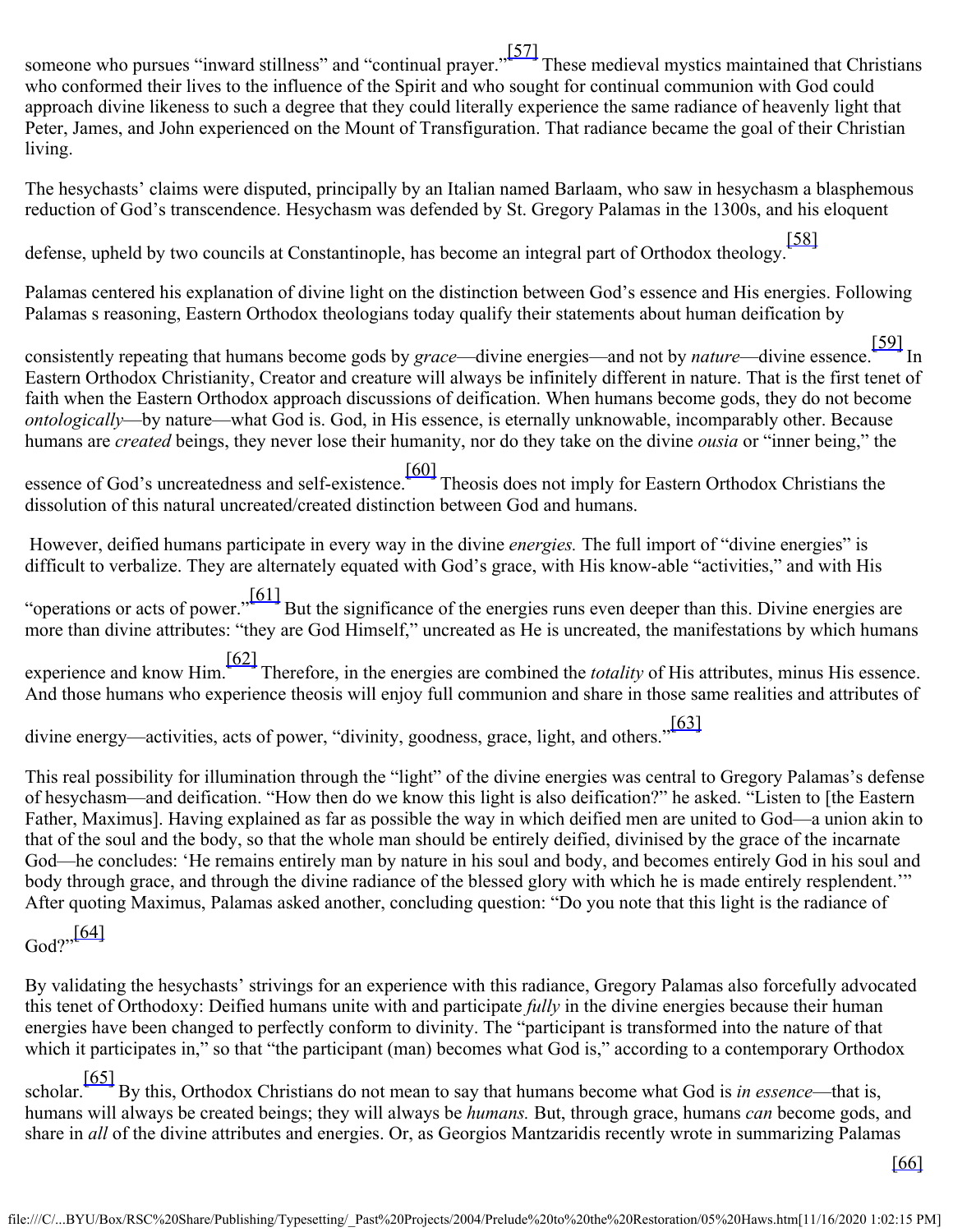someone who pursues “inward stillness” and “continual prayer.”[57] These medieval mystics maintained that Christians who conformed their lives to the influence of the Spirit and who sought for continual communion with God could approach divine likeness to such a degree that they could literally experience the same radiance of heavenly light that Peter, James, and John experienced on the Mount of Transfiguration. That radiance became the goal of their Christian living.

The hesychasts’ claims were disputed, principally by an Italian named Barlaam, who saw in hesychasm a blasphemous reduction of God’s transcendence. Hesychasm was defended by St. Gregory Palamas in the 1300s, and his eloquent defense, upheld by two councils at Constantinople, has become an integral part of Orthodox theology.[58]

Palamas centered his explanation of divine light on the distinction between God’s essence and His energies. Following Palamas s reasoning, Eastern Orthodox theologians today qualify their statements about human deification by consistently repeating that humans become gods by *grace*—divine energies—and not by *nature*—divine essence.[59] In Eastern Orthodox Christianity, Creator and creature will always be infinitely different in nature. That is the first tenet of faith when the Eastern Orthodox approach discussions of deification. When humans become gods, they do not become *ontologically*—by nature—what God is. God, in His essence, is eternally unknowable, incomparably other. Because humans are *created* beings, they never lose their humanity, nor do they take on the divine *ousia* or “inner being,” the essence of God’s uncreatedness and self-existence.[60] Theosis does not imply for Eastern Orthodox Christians the dissolution of this natural uncreated/created distinction between God and humans.

However, deified humans participate in every way in the divine *energies.* The full import of “divine energies” is difficult to verbalize. They are alternately equated with God’s grace, with His know-able “activities,” and with His “operations or acts of power.”[61] But the significance of the energies runs even deeper than this. Divine energies are more than divine attributes: “they are God Himself,” uncreated as He is uncreated, the manifestations by which humans experience and know Him.[62] Therefore, in the energies are combined the *totality* of His attributes, minus His essence. And those humans who experience theosis will enjoy full communion and share in those same realities and attributes of divine energy—activities, acts of power, “divinity, goodness, grace, light, and others.”[63]

This real possibility for illumination through the “light” of the divine energies was central to Gregory Palamas’s defense of hesychasm—and deification. “How then do we know this light is also deification?” he asked. “Listen to [the Eastern Father, Maximus]. Having explained as far as possible the way in which deified men are united to God—a union akin to that of the soul and the body, so that the whole man should be entirely deified, divinised by the grace of the incarnate God—he concludes: ‘He remains entirely man by nature in his soul and body, and becomes entirely God in his soul and body through grace, and through the divine radiance of the blessed glory with which he is made entirely resplendent.’” After quoting Maximus, Palamas asked another, concluding question: “Do you note that this light is the radiance of God?”[64]

By validating the hesychasts’ strivings for an experience with this radiance, Gregory Palamas also forcefully advocated this tenet of Orthodoxy: Deified humans unite with and participate *fully* in the divine energies because their human energies have been changed to perfectly conform to divinity. The “participant is transformed into the nature of that which it participates in,” so that “the participant (man) becomes what God is,” according to a contemporary Orthodox scholar.[65] By this, Orthodox Christians do not mean to say that humans become what God is *in essence*—that is, humans will always be created beings; they will always be *humans.* But, through grace, humans *can* become gods, and share in *all* of the divine attributes and energies. Or, as Georgios Mantzaridis recently wrote in summarizing Palamas [66]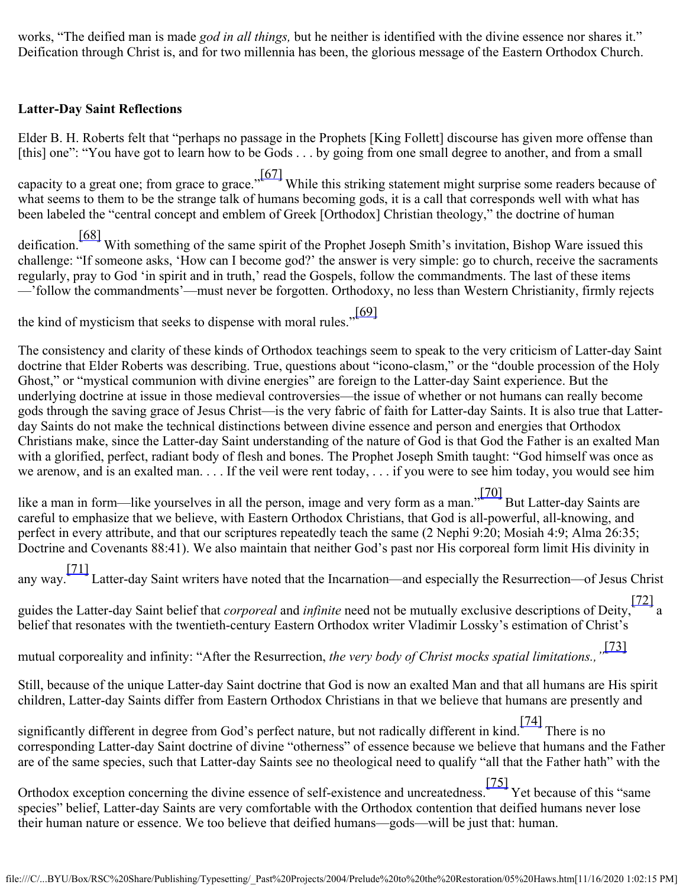works, "The deified man is made *god in all things,* but he neither is identified with the divine essence nor shares it." Deification through Christ is, and for two millennia has been, the glorious message of the Eastern Orthodox Church.

**Latter-Day Saint Reflections**

Elder B. H. Roberts felt that "perhaps no passage in the Prophets [King Follett] discourse has given more offense than [this] one": "You have got to learn how to be Gods . . . by going from one small degree to another, and from a small capacity to a great one; from grace to grace."[67] While this striking statement might surprise some readers because of what seems to them to be the strange talk of humans becoming gods, it is a call that corresponds well with what has been labeled the "central concept and emblem of Greek [Orthodox] Christian theology," the doctrine of human deification.[68] With something of the same spirit of the Prophet Joseph Smith's invitation, Bishop Ware issued this challenge: "If someone asks, 'How can I become god?' the answer is very simple: go to church, receive the sacraments regularly, pray to God 'in spirit and in truth,' read the Gospels, follow the commandments. The last of these items—'follow the commandments'—must never be forgotten. Orthodoxy, no less than Western Christianity, firmly rejects the kind of mysticism that seeks to dispense with moral rules."[69]

The consistency and clarity of these kinds of Orthodox teachings seem to speak to the very criticism of Latter-day Saint doctrine that Elder Roberts was describing. True, questions about "icono-clasm," or the "double procession of the Holy Ghost," or "mystical communion with divine energies" are foreign to the Latter-day Saint experience. But the underlying doctrine at issue in those medieval controversies—the issue of whether or not humans can really become gods through the saving grace of Jesus Christ—is the very fabric of faith for Latter-day Saints. It is also true that Latter-day Saints do not make the technical distinctions between divine essence and person and energies that Orthodox Christians make, since the Latter-day Saint understanding of the nature of God is that God the Father is an exalted Man with a glorified, perfect, radiant body of flesh and bones. The Prophet Joseph Smith taught: "God himself was once as we arenow, and is an exalted man. . . . If the veil were rent today, . . . if you were to see him today, you would see him like a man in form—like yourselves in all the person, image and very form as a man."[70] But Latter-day Saints are careful to emphasize that we believe, with Eastern Orthodox Christians, that God is all-powerful, all-knowing, and perfect in every attribute, and that our scriptures repeatedly teach the same (2 Nephi 9:20; Mosiah 4:9; Alma 26:35; Doctrine and Covenants 88:41). We also maintain that neither God's past nor His corporeal form limit His divinity in any way.[71] Latter-day Saint writers have noted that the Incarnation—and especially the Resurrection—of Jesus Christ guides the Latter-day Saint belief that *corporeal* and *infinite* need not be mutually exclusive descriptions of Deity,[72] a belief that resonates with the twentieth-century Eastern Orthodox writer Vladimir Lossky's estimation of Christ's mutual corporeality and infinity: "After the Resurrection, *the very body of Christ mocks spatial limitations.,"*[73]

Still, because of the unique Latter-day Saint doctrine that God is now an exalted Man and that all humans are His spirit children, Latter-day Saints differ from Eastern Orthodox Christians in that we believe that humans are presently and significantly different in degree from God's perfect nature, but not radically different in kind.[74] There is no corresponding Latter-day Saint doctrine of divine "otherness" of essence because we believe that humans and the Father are of the same species, such that Latter-day Saints see no theological need to qualify "all that the Father hath" with the Orthodox exception concerning the divine essence of self-existence and uncreatedness.[75] Yet because of this "same species" belief, Latter-day Saints are very comfortable with the Orthodox contention that deified humans never lose their human nature or essence. We too believe that deified humans—gods—will be just that: human.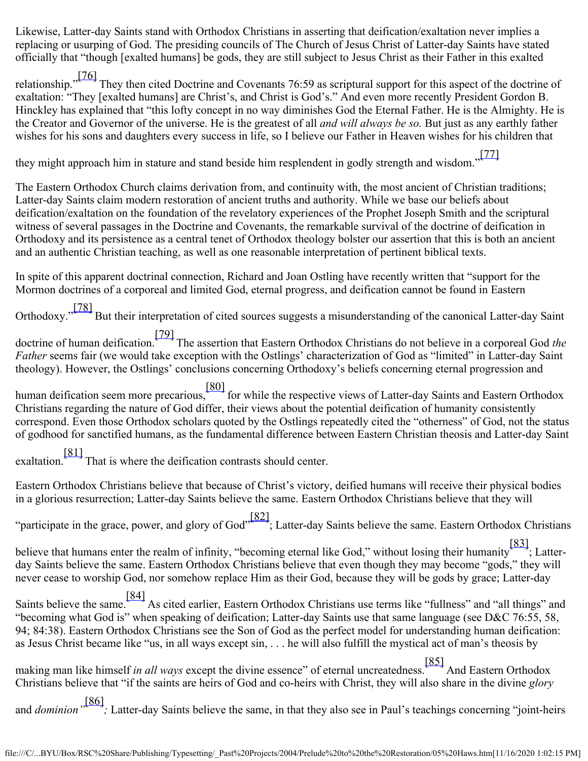Likewise, Latter-day Saints stand with Orthodox Christians in asserting that deification/exaltation never implies a replacing or usurping of God. The presiding councils of The Church of Jesus Christ of Latter-day Saints have stated officially that "though [exalted humans] be gods, they are still subject to Jesus Christ as their Father in this exalted relationship."[76] They then cited Doctrine and Covenants 76:59 as scriptural support for this aspect of the doctrine of exaltation: "They [exalted humans] are Christ's, and Christ is God's." And even more recently President Gordon B. Hinckley has explained that "this lofty concept in no way diminishes God the Eternal Father. He is the Almighty. He is the Creator and Governor of the universe. He is the greatest of all *and will always be so.* But just as any earthly father wishes for his sons and daughters every success in life, so I believe our Father in Heaven wishes for his children that they might approach him in stature and stand beside him resplendent in godly strength and wisdom."[77]

The Eastern Orthodox Church claims derivation from, and continuity with, the most ancient of Christian traditions; Latter-day Saints claim modern restoration of ancient truths and authority. While we base our beliefs about deification/exaltation on the foundation of the revelatory experiences of the Prophet Joseph Smith and the scriptural witness of several passages in the Doctrine and Covenants, the remarkable survival of the doctrine of deification in Orthodoxy and its persistence as a central tenet of Orthodox theology bolster our assertion that this is both an ancient and an authentic Christian teaching, as well as one reasonable interpretation of pertinent biblical texts.

In spite of this apparent doctrinal connection, Richard and Joan Ostling have recently written that "support for the Mormon doctrines of a corporeal and limited God, eternal progress, and deification cannot be found in Eastern Orthodoxy."[78] But their interpretation of cited sources suggests a misunderstanding of the canonical Latter-day Saint doctrine of human deification.[79] The assertion that Eastern Orthodox Christians do not believe in a corporeal God *the Father* seems fair (we would take exception with the Ostlings' characterization of God as "limited" in Latter-day Saint theology). However, the Ostlings' conclusions concerning Orthodoxy's beliefs concerning eternal progression and human deification seem more precarious,[80] for while the respective views of Latter-day Saints and Eastern Orthodox Christians regarding the nature of God differ, their views about the potential deification of humanity consistently correspond. Even those Orthodox scholars quoted by the Ostlings repeatedly cited the "otherness" of God, not the status of godhood for sanctified humans, as the fundamental difference between Eastern Christian theosis and Latter-day Saint exaltation.[81] That is where the deification contrasts should center.

Eastern Orthodox Christians believe that because of Christ's victory, deified humans will receive their physical bodies in a glorious resurrection; Latter-day Saints believe the same. Eastern Orthodox Christians believe that they will "participate in the grace, power, and glory of God"[82]; Latter-day Saints believe the same. Eastern Orthodox Christians believe that humans enter the realm of infinity, "becoming eternal like God," without losing their humanity[83]; Latter-day Saints believe the same. Eastern Orthodox Christians believe that even though they may become "gods," they will never cease to worship God, nor somehow replace Him as their God, because they will be gods by grace; Latter-day Saints believe the same.[84] As cited earlier, Eastern Orthodox Christians use terms like "fullness" and "all things" and "becoming what God is" when speaking of deification; Latter-day Saints use that same language (see D&C 76:55, 58, 94; 84:38). Eastern Orthodox Christians see the Son of God as the perfect model for understanding human deification: as Jesus Christ became like "us, in all ways except sin, . . . he will also fulfill the mystical act of man's theosis by making man like himself *in all ways* except the divine essence" of eternal uncreatedness.[85] And Eastern Orthodox Christians believe that "if the saints are heirs of God and co-heirs with Christ, they will also share in the divine *glory* and *dominion*"[86]; Latter-day Saints believe the same, in that they also see in Paul's teachings concerning "joint-heirs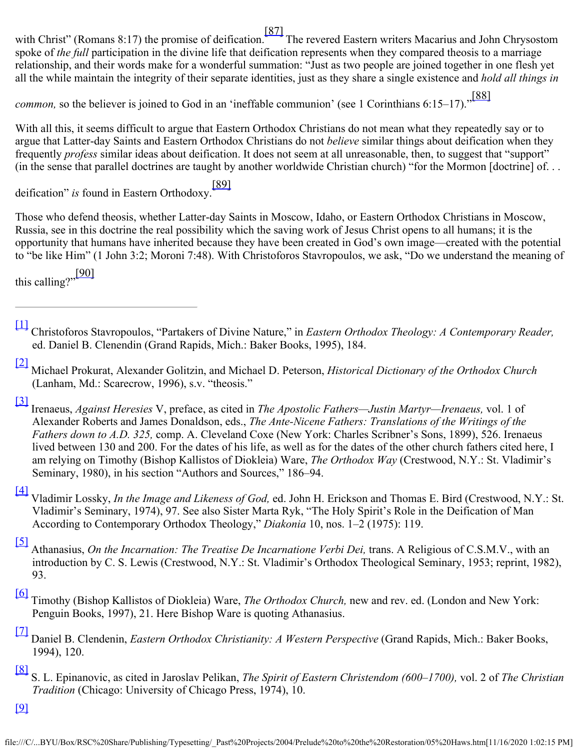with Christ” (Romans 8:17) the promise of deification.[87] The revered Eastern writers Macarius and John Chrysostom spoke of *the full* participation in the divine life that deification represents when they compared theosis to a marriage relationship, and their words make for a wonderful summation: “Just as two people are joined together in one flesh yet all the while maintain the integrity of their separate identities, just as they share a single existence and *hold all things in common,* so the believer is joined to God in an ‘ineffable communion’ (see 1 Corinthians 6:15–17).”[88]

With all this, it seems difficult to argue that Eastern Orthodox Christians do not mean what they repeatedly say or to argue that Latter-day Saints and Eastern Orthodox Christians do not *believe* similar things about deification when they frequently *profess* similar ideas about deification. It does not seem at all unreasonable, then, to suggest that “support” (in the sense that parallel doctrines are taught by another worldwide Christian church) “for the Mormon [doctrine] of. . . deification” *is* found in Eastern Orthodoxy.[89]

Those who defend theosis, whether Latter-day Saints in Moscow, Idaho, or Eastern Orthodox Christians in Moscow, Russia, see in this doctrine the real possibility which the saving work of Jesus Christ opens to all humans; it is the opportunity that humans have inherited because they have been created in God’s own image—created with the potential to “be like Him” (1 John 3:2; Moroni 7:48). With Christoforos Stavropoulos, we ask, “Do we understand the meaning of this calling?”[90]

---

[1] Christoforos Stavropoulos, “Partakers of Divine Nature,” in *Eastern Orthodox Theology: A Contemporary Reader,* ed. Daniel B. Clenendin (Grand Rapids, Mich.: Baker Books, 1995), 184.

[2] Michael Prokurat, Alexander Golitzin, and Michael D. Peterson, *Historical Dictionary of the Orthodox Church* (Lanham, Md.: Scarecrow, 1996), s.v. “theosis.”

[3] Irenaeus, *Against Heresies* V, preface, as cited in *The Apostolic Fathers—Justin Martyr—Irenaeus,* vol. 1 of Alexander Roberts and James Donaldson, eds., *The Ante-Nicene Fathers: Translations of the Writings of the Fathers down to A.D. 325,* comp. A. Cleveland Coxe (New York: Charles Scribner’s Sons, 1899), 526. Irenaeus lived between 130 and 200. For the dates of his life, as well as for the dates of the other church fathers cited here, I am relying on Timothy (Bishop Kallistos of Diokleia) Ware, *The Orthodox Way* (Crestwood, N.Y.: St. Vladimir’s Seminary, 1980), in his section “Authors and Sources,” 186–94.

[4] Vladimir Lossky, *In the Image and Likeness of God,* ed. John H. Erickson and Thomas E. Bird (Crestwood, N.Y.: St. Vladimir’s Seminary, 1974), 97. See also Sister Marta Ryk, “The Holy Spirit’s Role in the Deification of Man According to Contemporary Orthodox Theology,” *Diakonia* 10, nos. 1–2 (1975): 119.

[5] Athanasius, *On the Incarnation: The Treatise De Incarnatione Verbi Dei,* trans. A Religious of C.S.M.V., with an introduction by C. S. Lewis (Crestwood, N.Y.: St. Vladimir’s Orthodox Theological Seminary, 1953; reprint, 1982), 93.

[6] Timothy (Bishop Kallistos of Diokleia) Ware, *The Orthodox Church,* new and rev. ed. (London and New York: Penguin Books, 1997), 21. Here Bishop Ware is quoting Athanasius.

[7] Daniel B. Clendenin, *Eastern Orthodox Christianity: A Western Perspective* (Grand Rapids, Mich.: Baker Books, 1994), 120.

[8] S. L. Epinanovic, as cited in Jaroslav Pelikan, *The Spirit of Eastern Christendom (600–1700),* vol. 2 of *The Christian Tradition* (Chicago: University of Chicago Press, 1974), 10.

[9]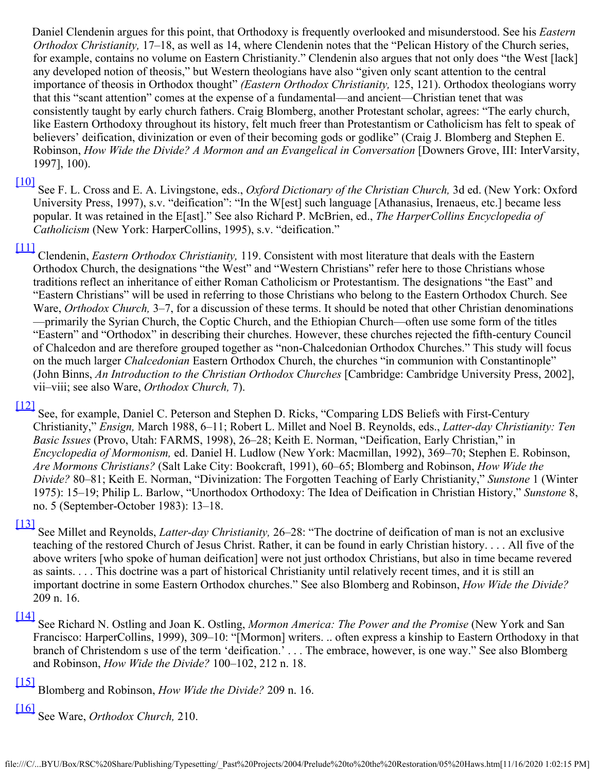Daniel Clendenin argues for this point, that Orthodoxy is frequently overlooked and misunderstood. See his *Eastern Orthodox Christianity,* 17–18, as well as 14, where Clendenin notes that the "Pelican History of the Church series, for example, contains no volume on Eastern Christianity." Clendenin also argues that not only does "the West [lack] any developed notion of theosis," but Western theologians have also "given only scant attention to the central importance of theosis in Orthodox thought" *(Eastern Orthodox Christianity,* 125, 121). Orthodox theologians worry that this "scant attention" comes at the expense of a fundamental—and ancient—Christian tenet that was consistently taught by early church fathers. Craig Blomberg, another Protestant scholar, agrees: "The early church, like Eastern Orthodoxy throughout its history, felt much freer than Protestantism or Catholicism has felt to speak of believers' deification, divinization or even of their becoming gods or godlike" (Craig J. Blomberg and Stephen E. Robinson, *How Wide the Divide? A Mormon and an Evangelical in Conversation* [Downers Grove, Ill: InterVarsity, 1997], 100).

[10] See F. L. Cross and E. A. Livingstone, eds., *Oxford Dictionary of the Christian Church,* 3d ed. (New York: Oxford University Press, 1997), s.v. "deification": "In the W[est] such language [Athanasius, Irenaeus, etc.] became less popular. It was retained in the E[ast]." See also Richard P. McBrien, ed., *The HarperCollins Encyclopedia of Catholicism* (New York: HarperCollins, 1995), s.v. "deification."

[11] Clendenin, *Eastern Orthodox Christianity,* 119. Consistent with most literature that deals with the Eastern Orthodox Church, the designations "the West" and "Western Christians" refer here to those Christians whose traditions reflect an inheritance of either Roman Catholicism or Protestantism. The designations "the East" and "Eastern Christians" will be used in referring to those Christians who belong to the Eastern Orthodox Church. See Ware, *Orthodox Church,* 3–7, for a discussion of these terms. It should be noted that other Christian denominations—primarily the Syrian Church, the Coptic Church, and the Ethiopian Church—often use some form of the titles "Eastern" and "Orthodox" in describing their churches. However, these churches rejected the fifth-century Council of Chalcedon and are therefore grouped together as "non-Chalcedonian Orthodox Churches." This study will focus on the much larger *Chalcedonian* Eastern Orthodox Church, the churches "in communion with Constantinople" (John Binns, *An Introduction to the Christian Orthodox Churches* [Cambridge: Cambridge University Press, 2002], vii–viii; see also Ware, *Orthodox Church,* 7).

[12] See, for example, Daniel C. Peterson and Stephen D. Ricks, "Comparing LDS Beliefs with First-Century Christianity," *Ensign,* March 1988, 6–11; Robert L. Millet and Noel B. Reynolds, eds., *Latter-day Christianity: Ten Basic Issues* (Provo, Utah: FARMS, 1998), 26–28; Keith E. Norman, "Deification, Early Christian," in *Encyclopedia of Mormonism,* ed. Daniel H. Ludlow (New York: Macmillan, 1992), 369–70; Stephen E. Robinson, *Are Mormons Christians?* (Salt Lake City: Bookcraft, 1991), 60–65; Blomberg and Robinson, *How Wide the Divide?* 80–81; Keith E. Norman, "Divinization: The Forgotten Teaching of Early Christianity," *Sunstone* 1 (Winter 1975): 15–19; Philip L. Barlow, "Unorthodox Orthodoxy: The Idea of Deification in Christian History," *Sunstone* 8, no. 5 (September-October 1983): 13–18.

[13] See Millet and Reynolds, *Latter-day Christianity,* 26–28: "The doctrine of deification of man is not an exclusive teaching of the restored Church of Jesus Christ. Rather, it can be found in early Christian history. . . . All five of the above writers [who spoke of human deification] were not just orthodox Christians, but also in time became revered as saints. . . . This doctrine was a part of historical Christianity until relatively recent times, and it is still an important doctrine in some Eastern Orthodox churches." See also Blomberg and Robinson, *How Wide the Divide?* 209 n. 16.

[14] See Richard N. Ostling and Joan K. Ostling, *Mormon America: The Power and the Promise* (New York and San Francisco: HarperCollins, 1999), 309–10: "[Mormon] writers. .. often express a kinship to Eastern Orthodoxy in that branch of Christendom s use of the term 'deification.' . . . The embrace, however, is one way." See also Blomberg and Robinson, *How Wide the Divide?* 100–102, 212 n. 18.

[15] Blomberg and Robinson, *How Wide the Divide?* 209 n. 16.

[16] See Ware, *Orthodox Church,* 210.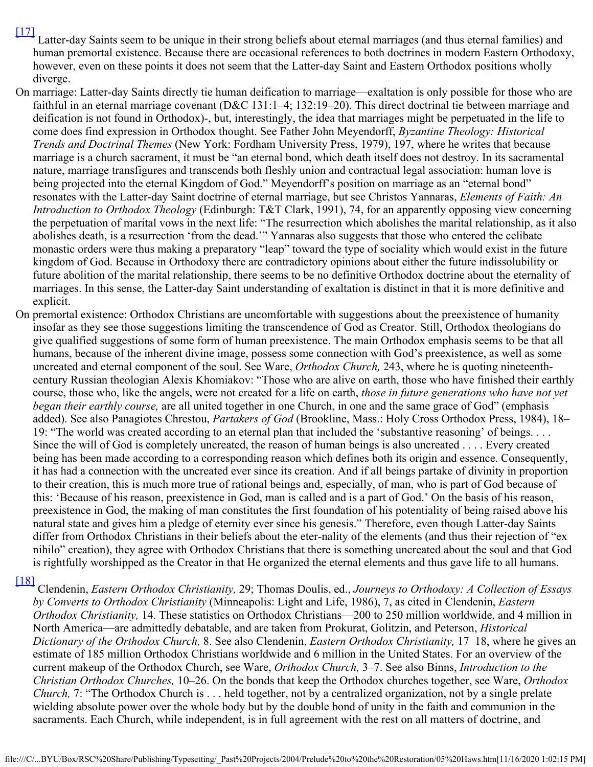[17] Latter-day Saints seem to be unique in their strong beliefs about eternal marriages (and thus eternal families) and human premortal existence. Because there are occasional references to both doctrines in modern Eastern Orthodoxy, however, even on these points it does not seem that the Latter-day Saint and Eastern Orthodox positions wholly diverge.

On marriage: Latter-day Saints directly tie human deification to marriage—exaltation is only possible for those who are faithful in an eternal marriage covenant (D&C 131:1–4; 132:19–20). This direct doctrinal tie between marriage and deification is not found in Orthodox)-, but, interestingly, the idea that marriages might be perpetuated in the life to come does find expression in Orthodox thought. See Father John Meyendorff, *Byzantine Theology: Historical Trends and Doctrinal Themes* (New York: Fordham University Press, 1979), 197, where he writes that because marriage is a church sacrament, it must be "an eternal bond, which death itself does not destroy. In its sacramental nature, marriage transfigures and transcends both fleshly union and contractual legal association: human love is being projected into the eternal Kingdom of God." Meyendorff's position on marriage as an "eternal bond" resonates with the Latter-day Saint doctrine of eternal marriage, but see Christos Yannaras, *Elements of Faith: An Introduction to Orthodox Theology* (Edinburgh: T&T Clark, 1991), 74, for an apparently opposing view concerning the perpetuation of marital vows in the next life: "The resurrection which abolishes the marital relationship, as it also abolishes death, is a resurrection 'from the dead.'" Yannaras also suggests that those who entered the celibate monastic orders were thus making a preparatory "leap" toward the type of sociality which would exist in the future kingdom of God. Because in Orthodoxy there are contradictory opinions about either the future indissolubility or future abolition of the marital relationship, there seems to be no definitive Orthodox doctrine about the eternality of marriages. In this sense, the Latter-day Saint understanding of exaltation is distinct in that it is more definitive and explicit.

On premortal existence: Orthodox Christians are uncomfortable with suggestions about the preexistence of humanity insofar as they see those suggestions limiting the transcendence of God as Creator. Still, Orthodox theologians do give qualified suggestions of some form of human preexistence. The main Orthodox emphasis seems to be that all humans, because of the inherent divine image, possess some connection with God's preexistence, as well as some uncreated and eternal component of the soul. See Ware, *Orthodox Church,* 243, where he is quoting nineteenth-century Russian theologian Alexis Khomiakov: "Those who are alive on earth, those who have finished their earthly course, those who, like the angels, were not created for a life on earth, *those in future generations who have not yet began their earthly course,* are all united together in one Church, in one and the same grace of God" (emphasis added). See also Panagiotes Chrestou, *Partakers of God* (Brookline, Mass.: Holy Cross Orthodox Press, 1984), 18–19: "The world was created according to an eternal plan that included the 'substantive reasoning' of beings. . . . Since the will of God is completely uncreated, the reason of human beings is also uncreated . . . . Every created being has been made according to a corresponding reason which defines both its origin and essence. Consequently, it has had a connection with the uncreated ever since its creation. And if all beings partake of divinity in proportion to their creation, this is much more true of rational beings and, especially, of man, who is part of God because of this: 'Because of his reason, preexistence in God, man is called and is a part of God.' On the basis of his reason, preexistence in God, the making of man constitutes the first foundation of his potentiality of being raised above his natural state and gives him a pledge of eternity ever since his genesis." Therefore, even though Latter-day Saints differ from Orthodox Christians in their beliefs about the eter-nality of the elements (and thus their rejection of "ex nihilo" creation), they agree with Orthodox Christians that there is something uncreated about the soul and that God is rightfully worshipped as the Creator in that He organized the eternal elements and thus gave life to all humans.

[18] Clendenin, *Eastern Orthodox Christianity,* 29; Thomas Doulis, ed., *Journeys to Orthodoxy: A Collection of Essays by Converts to Orthodox Christianity* (Minneapolis: Light and Life, 1986), 7, as cited in Clendenin, *Eastern Orthodox Christianity,* 14. These statistics on Orthodox Christians—200 to 250 million worldwide, and 4 million in North America—are admittedly debatable, and are taken from Prokurat, Golitzin, and Peterson, *Historical Dictionary of the Orthodox Church,* 8. See also Clendenin, *Eastern Orthodox Christianity,* 17–18, where he gives an estimate of 185 million Orthodox Christians worldwide and 6 million in the United States. For an overview of the current makeup of the Orthodox Church, see Ware, *Orthodox Church,* 3–7. See also Binns, *Introduction to the Christian Orthodox Churches,* 10–26. On the bonds that keep the Orthodox churches together, see Ware, *Orthodox Church,* 7: "The Orthodox Church is . . . held together, not by a centralized organization, not by a single prelate wielding absolute power over the whole body but by the double bond of unity in the faith and communion in the sacraments. Each Church, while independent, is in full agreement with the rest on all matters of doctrine, and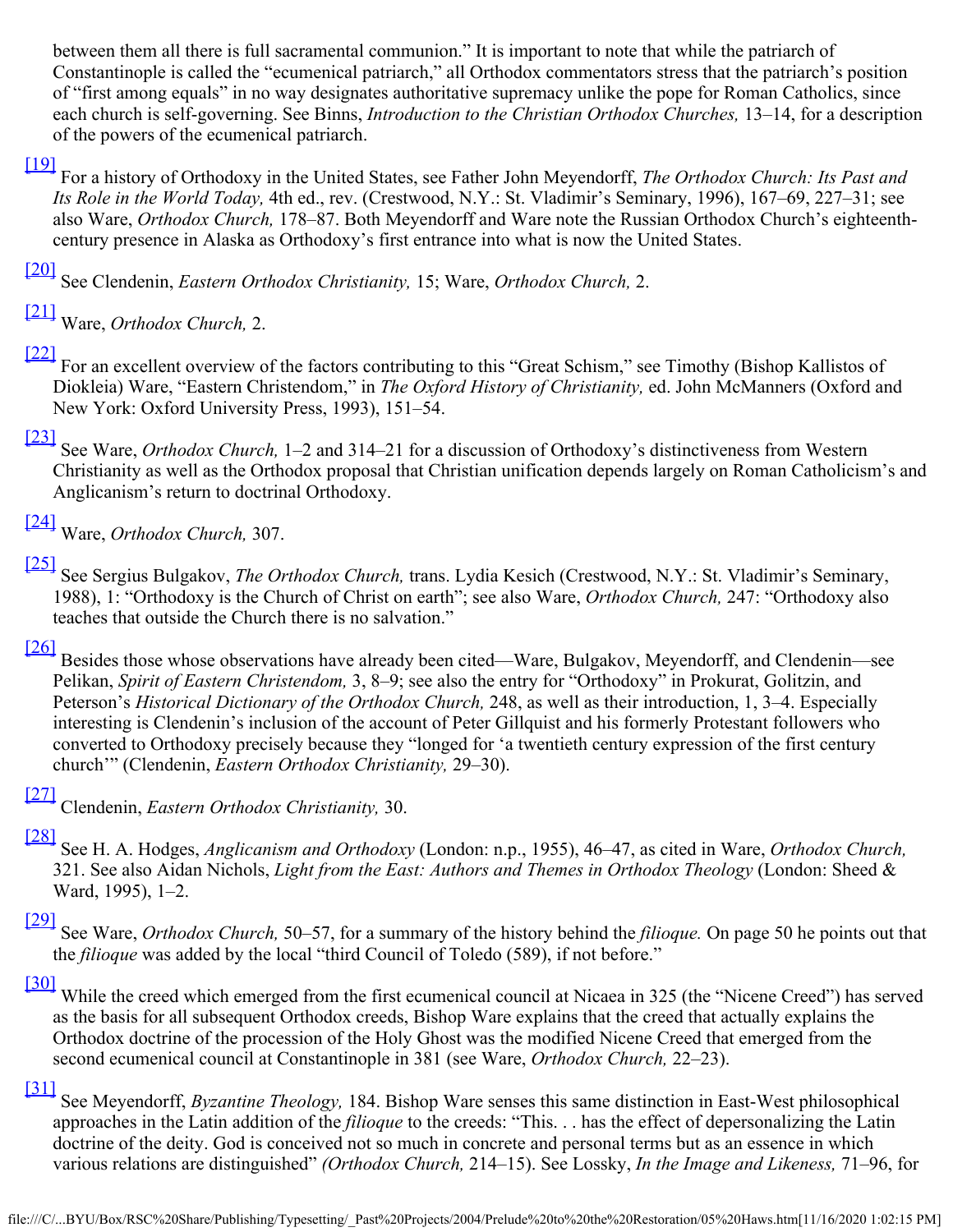between them all there is full sacramental communion." It is important to note that while the patriarch of Constantinople is called the "ecumenical patriarch," all Orthodox commentators stress that the patriarch's position of "first among equals" in no way designates authoritative supremacy unlike the pope for Roman Catholics, since each church is self-governing. See Binns, *Introduction to the Christian Orthodox Churches,* 13–14, for a description of the powers of the ecumenical patriarch.

[19] For a history of Orthodoxy in the United States, see Father John Meyendorff, *The Orthodox Church: Its Past and Its Role in the World Today,* 4th ed., rev. (Crestwood, N.Y.: St. Vladimir's Seminary, 1996), 167–69, 227–31; see also Ware, *Orthodox Church,* 178–87. Both Meyendorff and Ware note the Russian Orthodox Church's eighteenth-century presence in Alaska as Orthodoxy's first entrance into what is now the United States.

[20] See Clendenin, *Eastern Orthodox Christianity,* 15; Ware, *Orthodox Church,* 2.

[21] Ware, *Orthodox Church,* 2.

[22] For an excellent overview of the factors contributing to this "Great Schism," see Timothy (Bishop Kallistos of Diokleia) Ware, "Eastern Christendom," in *The Oxford History of Christianity,* ed. John McManners (Oxford and New York: Oxford University Press, 1993), 151–54.

[23] See Ware, *Orthodox Church,* 1–2 and 314–21 for a discussion of Orthodoxy's distinctiveness from Western Christianity as well as the Orthodox proposal that Christian unification depends largely on Roman Catholicism's and Anglicanism's return to doctrinal Orthodoxy.

[24] Ware, *Orthodox Church,* 307.

[25] See Sergius Bulgakov, *The Orthodox Church,* trans. Lydia Kesich (Crestwood, N.Y.: St. Vladimir's Seminary, 1988), 1: "Orthodoxy is the Church of Christ on earth"; see also Ware, *Orthodox Church,* 247: "Orthodoxy also teaches that outside the Church there is no salvation."

[26] Besides those whose observations have already been cited—Ware, Bulgakov, Meyendorff, and Clendenin—see Pelikan, *Spirit of Eastern Christendom,* 3, 8–9; see also the entry for "Orthodoxy" in Prokurat, Golitzin, and Peterson's *Historical Dictionary of the Orthodox Church,* 248, as well as their introduction, 1, 3–4. Especially interesting is Clendenin's inclusion of the account of Peter Gillquist and his formerly Protestant followers who converted to Orthodoxy precisely because they "longed for 'a twentieth century expression of the first century church'" (Clendenin, *Eastern Orthodox Christianity,* 29–30).

[27] Clendenin, *Eastern Orthodox Christianity,* 30.

[28] See H. A. Hodges, *Anglicanism and Orthodoxy* (London: n.p., 1955), 46–47, as cited in Ware, *Orthodox Church,* 321. See also Aidan Nichols, *Light from the East: Authors and Themes in Orthodox Theology* (London: Sheed & Ward, 1995), 1–2.

[29] See Ware, *Orthodox Church,* 50–57, for a summary of the history behind the *filioque.* On page 50 he points out that the *filioque* was added by the local "third Council of Toledo (589), if not before."

[30] While the creed which emerged from the first ecumenical council at Nicaea in 325 (the "Nicene Creed") has served as the basis for all subsequent Orthodox creeds, Bishop Ware explains that the creed that actually explains the Orthodox doctrine of the procession of the Holy Ghost was the modified Nicene Creed that emerged from the second ecumenical council at Constantinople in 381 (see Ware, *Orthodox Church,* 22–23).

[31] See Meyendorff, *Byzantine Theology,* 184. Bishop Ware senses this same distinction in East-West philosophical approaches in the Latin addition of the *filioque* to the creeds: "This. . . has the effect of depersonalizing the Latin doctrine of the deity. God is conceived not so much in concrete and personal terms but as an essence in which various relations are distinguished" *(Orthodox Church,* 214–15). See Lossky, *In the Image and Likeness,* 71–96, for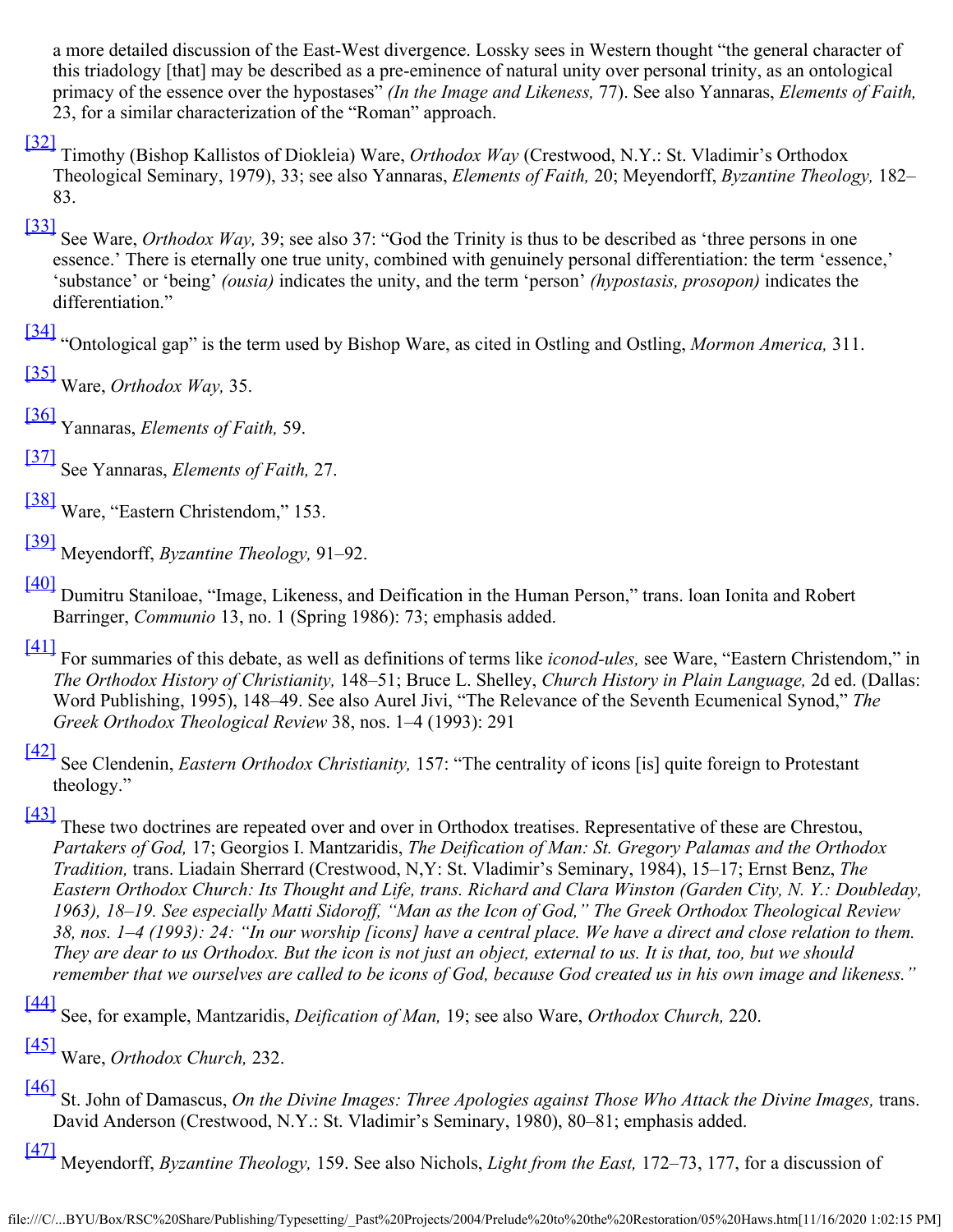a more detailed discussion of the East-West divergence. Lossky sees in Western thought "the general character of this triadology [that] may be described as a pre-eminence of natural unity over personal trinity, as an ontological primacy of the essence over the hypostases" *(In the Image and Likeness,* 77). See also Yannaras, *Elements of Faith,* 23, for a similar characterization of the "Roman" approach.

[32] Timothy (Bishop Kallistos of Diokleia) Ware, *Orthodox Way* (Crestwood, N.Y.: St. Vladimir's Orthodox Theological Seminary, 1979), 33; see also Yannaras, *Elements of Faith,* 20; Meyendorff, *Byzantine Theology,* 182–83.

[33] See Ware, *Orthodox Way,* 39; see also 37: "God the Trinity is thus to be described as 'three persons in one essence.' There is eternally one true unity, combined with genuinely personal differentiation: the term 'essence,' 'substance' or 'being' *(ousia)* indicates the unity, and the term 'person' *(hypostasis, prosopon)* indicates the differentiation."

[34] "Ontological gap" is the term used by Bishop Ware, as cited in Ostling and Ostling, *Mormon America,* 311.

[35] Ware, *Orthodox Way,* 35.

[36] Yannaras, *Elements of Faith,* 59.

[37] See Yannaras, *Elements of Faith,* 27.

[38] Ware, "Eastern Christendom," 153.

[39] Meyendorff, *Byzantine Theology,* 91–92.

[40] Dumitru Staniloae, "Image, Likeness, and Deification in the Human Person," trans. loan Ionita and Robert Barringer, *Communio* 13, no. 1 (Spring 1986): 73; emphasis added.

[41] For summaries of this debate, as well as definitions of terms like *iconod-ules,* see Ware, "Eastern Christendom," in *The Orthodox History of Christianity,* 148–51; Bruce L. Shelley, *Church History in Plain Language,* 2d ed. (Dallas: Word Publishing, 1995), 148–49. See also Aurel Jivi, "The Relevance of the Seventh Ecumenical Synod," *The Greek Orthodox Theological Review* 38, nos. 1–4 (1993): 291

[42] See Clendenin, *Eastern Orthodox Christianity,* 157: "The centrality of icons [is] quite foreign to Protestant theology."

[43] These two doctrines are repeated over and over in Orthodox treatises. Representative of these are Chrestou, *Partakers of God,* 17; Georgios I. Mantzaridis, *The Deification of Man: St. Gregory Palamas and the Orthodox Tradition,* trans. Liadain Sherrard (Crestwood, N,Y: St. Vladimir's Seminary, 1984), 15–17; Ernst Benz, *The Eastern Orthodox Church: Its Thought and Life, trans. Richard and Clara Winston (Garden City, N. Y.: Doubleday, 1963), 18–19. See especially Matti Sidoroff, "Man as the Icon of God," The Greek Orthodox Theological Review 38, nos. 1–4 (1993): 24: "In our worship [icons] have a central place. We have a direct and close relation to them. They are dear to us Orthodox. But the icon is not just an object, external to us. It is that, too, but we should remember that we ourselves are called to be icons of God, because God created us in his own image and likeness."*

[44] See, for example, Mantzaridis, *Deification of Man,* 19; see also Ware, *Orthodox Church,* 220.

[45] Ware, *Orthodox Church,* 232.

[46] St. John of Damascus, *On the Divine Images: Three Apologies against Those Who Attack the Divine Images,* trans. David Anderson (Crestwood, N.Y.: St. Vladimir's Seminary, 1980), 80–81; emphasis added.

[47] Meyendorff, *Byzantine Theology,* 159. See also Nichols, *Light from the East,* 172–73, 177, for a discussion of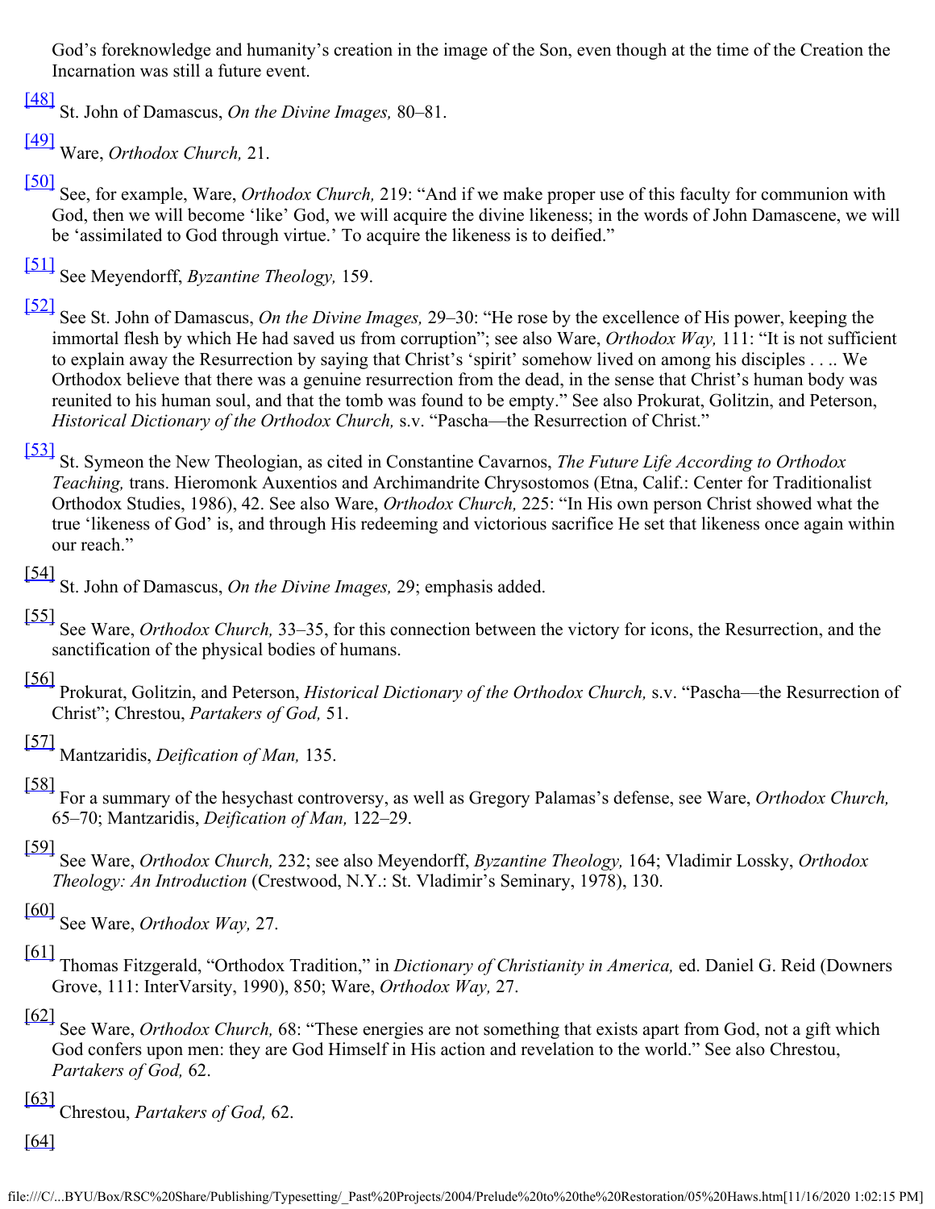God's foreknowledge and humanity's creation in the image of the Son, even though at the time of the Creation the Incarnation was still a future event.

[48] St. John of Damascus, *On the Divine Images,* 80–81.

[49] Ware, *Orthodox Church,* 21.

[50] See, for example, Ware, *Orthodox Church,* 219: "And if we make proper use of this faculty for communion with God, then we will become 'like' God, we will acquire the divine likeness; in the words of John Damascene, we will be 'assimilated to God through virtue.' To acquire the likeness is to deified."

[51] See Meyendorff, *Byzantine Theology,* 159.

[52] See St. John of Damascus, *On the Divine Images,* 29–30: "He rose by the excellence of His power, keeping the immortal flesh by which He had saved us from corruption"; see also Ware, *Orthodox Way,* 111: "It is not sufficient to explain away the Resurrection by saying that Christ's 'spirit' somehow lived on among his disciples . . .. We Orthodox believe that there was a genuine resurrection from the dead, in the sense that Christ's human body was reunited to his human soul, and that the tomb was found to be empty." See also Prokurat, Golitzin, and Peterson, *Historical Dictionary of the Orthodox Church,* s.v. "Pascha—the Resurrection of Christ."

[53] St. Symeon the New Theologian, as cited in Constantine Cavarnos, *The Future Life According to Orthodox Teaching,* trans. Hieromonk Auxentios and Archimandrite Chrysostomos (Etna, Calif.: Center for Traditionalist Orthodox Studies, 1986), 42. See also Ware, *Orthodox Church,* 225: "In His own person Christ showed what the true 'likeness of God' is, and through His redeeming and victorious sacrifice He set that likeness once again within our reach."

[54] St. John of Damascus, *On the Divine Images,* 29; emphasis added.

[55] See Ware, *Orthodox Church,* 33–35, for this connection between the victory for icons, the Resurrection, and the sanctification of the physical bodies of humans.

[56] Prokurat, Golitzin, and Peterson, *Historical Dictionary of the Orthodox Church,* s.v. "Pascha—the Resurrection of Christ"; Chrestou, *Partakers of God,* 51.

[57] Mantzaridis, *Deification of Man,* 135.

[58] For a summary of the hesychast controversy, as well as Gregory Palamas's defense, see Ware, *Orthodox Church,* 65–70; Mantzaridis, *Deification of Man,* 122–29.

[59] See Ware, *Orthodox Church,* 232; see also Meyendorff, *Byzantine Theology,* 164; Vladimir Lossky, *Orthodox Theology: An Introduction* (Crestwood, N.Y.: St. Vladimir's Seminary, 1978), 130.

[60] See Ware, *Orthodox Way,* 27.

[61] Thomas Fitzgerald, "Orthodox Tradition," in *Dictionary of Christianity in America,* ed. Daniel G. Reid (Downers Grove, 111: InterVarsity, 1990), 850; Ware, *Orthodox Way,* 27.

[62] See Ware, *Orthodox Church,* 68: "These energies are not something that exists apart from God, not a gift which God confers upon men: they are God Himself in His action and revelation to the world." See also Chrestou, *Partakers of God,* 62.

[63] Chrestou, *Partakers of God,* 62.

[64]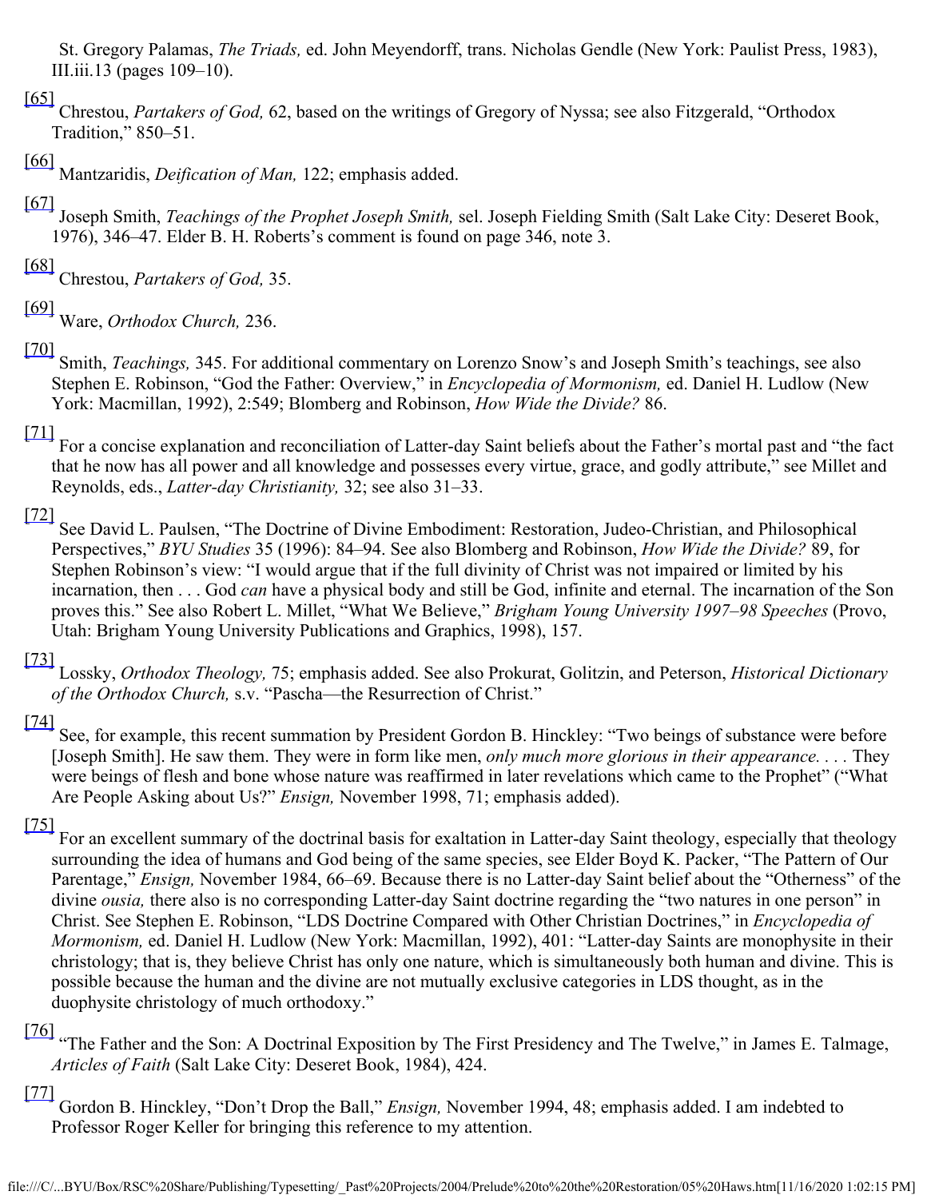St. Gregory Palamas, *The Triads,* ed. John Meyendorff, trans. Nicholas Gendle (New York: Paulist Press, 1983), III.iii.13 (pages 109–10).

[65] Chrestou, *Partakers of God,* 62, based on the writings of Gregory of Nyssa; see also Fitzgerald, "Orthodox Tradition," 850–51.

[66] Mantzaridis, *Deification of Man,* 122; emphasis added.

[67] Joseph Smith, *Teachings of the Prophet Joseph Smith,* sel. Joseph Fielding Smith (Salt Lake City: Deseret Book, 1976), 346–47. Elder B. H. Roberts's comment is found on page 346, note 3.

[68] Chrestou, *Partakers of God,* 35.

[69] Ware, *Orthodox Church,* 236.

[70] Smith, *Teachings,* 345. For additional commentary on Lorenzo Snow's and Joseph Smith's teachings, see also Stephen E. Robinson, "God the Father: Overview," in *Encyclopedia of Mormonism,* ed. Daniel H. Ludlow (New York: Macmillan, 1992), 2:549; Blomberg and Robinson, *How Wide the Divide?* 86.

[71] For a concise explanation and reconciliation of Latter-day Saint beliefs about the Father's mortal past and "the fact that he now has all power and all knowledge and possesses every virtue, grace, and godly attribute," see Millet and Reynolds, eds., *Latter-day Christianity,* 32; see also 31–33.

[72] See David L. Paulsen, "The Doctrine of Divine Embodiment: Restoration, Judeo-Christian, and Philosophical Perspectives," *BYU Studies* 35 (1996): 84–94. See also Blomberg and Robinson, *How Wide the Divide?* 89, for Stephen Robinson's view: "I would argue that if the full divinity of Christ was not impaired or limited by his incarnation, then . . . God *can* have a physical body and still be God, infinite and eternal. The incarnation of the Son proves this." See also Robert L. Millet, "What We Believe," *Brigham Young University 1997–98 Speeches* (Provo, Utah: Brigham Young University Publications and Graphics, 1998), 157.

[73] Lossky, *Orthodox Theology,* 75; emphasis added. See also Prokurat, Golitzin, and Peterson, *Historical Dictionary of the Orthodox Church,* s.v. "Pascha—the Resurrection of Christ."

[74] See, for example, this recent summation by President Gordon B. Hinckley: "Two beings of substance were before [Joseph Smith]. He saw them. They were in form like men, *only much more glorious in their appearance. . . .* They were beings of flesh and bone whose nature was reaffirmed in later revelations which came to the Prophet" ("What Are People Asking about Us?" *Ensign,* November 1998, 71; emphasis added).

[75] For an excellent summary of the doctrinal basis for exaltation in Latter-day Saint theology, especially that theology surrounding the idea of humans and God being of the same species, see Elder Boyd K. Packer, "The Pattern of Our Parentage," *Ensign,* November 1984, 66–69. Because there is no Latter-day Saint belief about the "Otherness" of the divine *ousia,* there also is no corresponding Latter-day Saint doctrine regarding the "two natures in one person" in Christ. See Stephen E. Robinson, "LDS Doctrine Compared with Other Christian Doctrines," in *Encyclopedia of Mormonism,* ed. Daniel H. Ludlow (New York: Macmillan, 1992), 401: "Latter-day Saints are monophysite in their christology; that is, they believe Christ has only one nature, which is simultaneously both human and divine. This is possible because the human and the divine are not mutually exclusive categories in LDS thought, as in the duophysite christology of much orthodoxy."

[76] "The Father and the Son: A Doctrinal Exposition by The First Presidency and The Twelve," in James E. Talmage, *Articles of Faith* (Salt Lake City: Deseret Book, 1984), 424.

[77] Gordon B. Hinckley, "Don't Drop the Ball," *Ensign,* November 1994, 48; emphasis added. I am indebted to Professor Roger Keller for bringing this reference to my attention.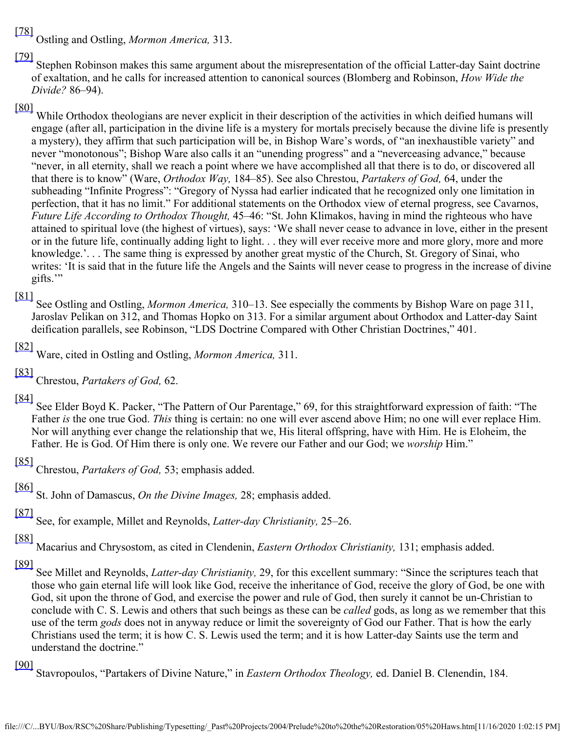[78] Ostling and Ostling, *Mormon America,* 313.

[79] Stephen Robinson makes this same argument about the misrepresentation of the official Latter-day Saint doctrine of exaltation, and he calls for increased attention to canonical sources (Blomberg and Robinson, *How Wide the Divide?* 86–94).

[80] While Orthodox theologians are never explicit in their description of the activities in which deified humans will engage (after all, participation in the divine life is a mystery for mortals precisely because the divine life is presently a mystery), they affirm that such participation will be, in Bishop Ware's words, of "an inexhaustible variety" and never "monotonous"; Bishop Ware also calls it an "unending progress" and a "neverceasing advance," because "never, in all eternity, shall we reach a point where we have accomplished all that there is to do, or discovered all that there is to know" (Ware, *Orthodox Way,* 184–85). See also Chrestou, *Partakers of God,* 64, under the subheading "Infinite Progress": "Gregory of Nyssa had earlier indicated that he recognized only one limitation in perfection, that it has no limit." For additional statements on the Orthodox view of eternal progress, see Cavarnos, *Future Life According to Orthodox Thought,* 45–46: "St. John Klimakos, having in mind the righteous who have attained to spiritual love (the highest of virtues), says: 'We shall never cease to advance in love, either in the present or in the future life, continually adding light to light. . . they will ever receive more and more glory, more and more knowledge.'. . . The same thing is expressed by another great mystic of the Church, St. Gregory of Sinai, who writes: 'It is said that in the future life the Angels and the Saints will never cease to progress in the increase of divine gifts.'"

[81] See Ostling and Ostling, *Mormon America,* 310–13. See especially the comments by Bishop Ware on page 311, Jaroslav Pelikan on 312, and Thomas Hopko on 313. For a similar argument about Orthodox and Latter-day Saint deification parallels, see Robinson, "LDS Doctrine Compared with Other Christian Doctrines," 401.

[82] Ware, cited in Ostling and Ostling, *Mormon America,* 311.

[83] Chrestou, *Partakers of God,* 62.

[84] See Elder Boyd K. Packer, "The Pattern of Our Parentage," 69, for this straightforward expression of faith: "The Father *is* the one true God. *This* thing is certain: no one will ever ascend above Him; no one will ever replace Him. Nor will anything ever change the relationship that we, His literal offspring, have with Him. He is Eloheim, the Father. He is God. Of Him there is only one. We revere our Father and our God; we *worship* Him."

[85] Chrestou, *Partakers of God,* 53; emphasis added.

[86] St. John of Damascus, *On the Divine Images,* 28; emphasis added.

[87] See, for example, Millet and Reynolds, *Latter-day Christianity,* 25–26.

[88] Macarius and Chrysostom, as cited in Clendenin, *Eastern Orthodox Christianity,* 131; emphasis added.

[89] See Millet and Reynolds, *Latter-day Christianity,* 29, for this excellent summary: "Since the scriptures teach that those who gain eternal life will look like God, receive the inheritance of God, receive the glory of God, be one with God, sit upon the throne of God, and exercise the power and rule of God, then surely it cannot be un-Christian to conclude with C. S. Lewis and others that such beings as these can be *called* gods, as long as we remember that this use of the term *gods* does not in anyway reduce or limit the sovereignty of God our Father. That is how the early Christians used the term; it is how C. S. Lewis used the term; and it is how Latter-day Saints use the term and understand the doctrine."

[90] Stavropoulos, "Partakers of Divine Nature," in *Eastern Orthodox Theology,* ed. Daniel B. Clenendin, 184.